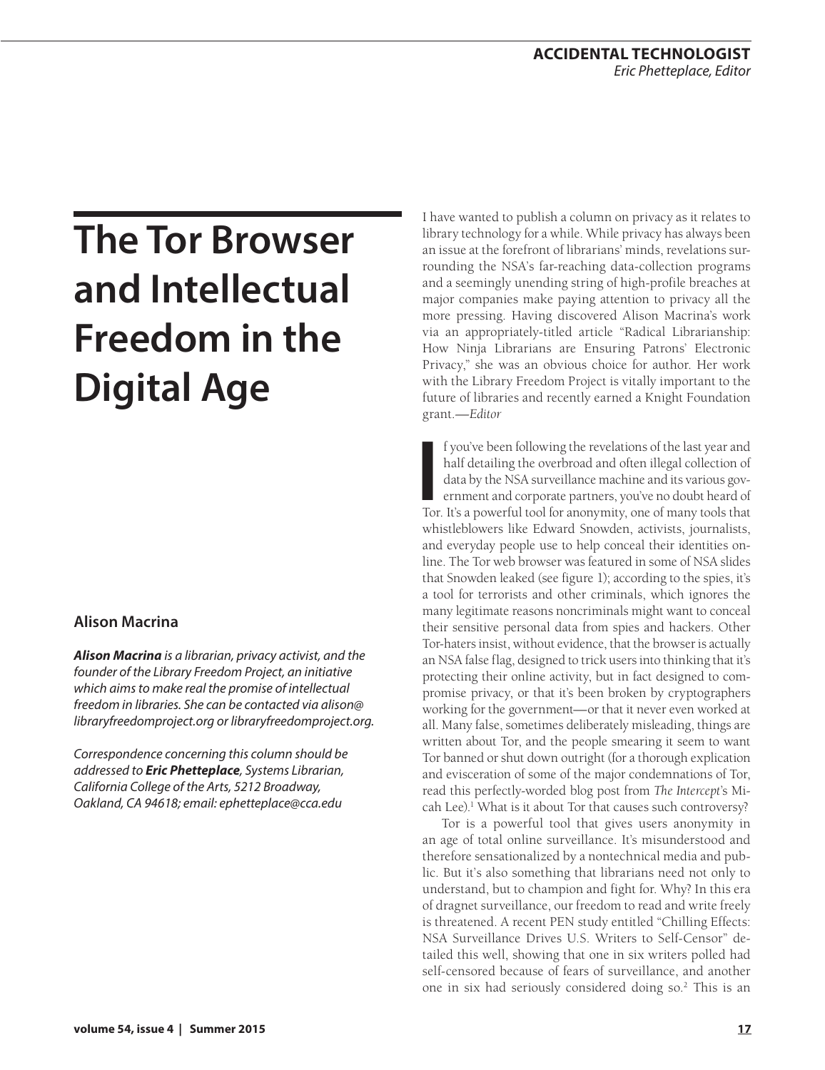ACCIDENTAL TECHNOLOGIST
*Eric Phetteplace, Editor*

# The Tor Browser and Intellectual Freedom in the Digital Age

**Alison Macrina**

***Alison Macrina*** *is a librarian, privacy activist, and the founder of the Library Freedom Project, an initiative which aims to make real the promise of intellectual freedom in libraries. She can be contacted via alison@libraryfreedomproject.org or libraryfreedomproject.org.*

*Correspondence concerning this column should be addressed to* ***Eric Phetteplace****, Systems Librarian, California College of the Arts, 5212 Broadway, Oakland, CA 94618; email: ephetteplace@cca.edu*

I have wanted to publish a column on privacy as it relates to library technology for a while. While privacy has always been an issue at the forefront of librarians' minds, revelations surrounding the NSA's far-reaching data-collection programs and a seemingly unending string of high-profile breaches at major companies make paying attention to privacy all the more pressing. Having discovered Alison Macrina's work via an appropriately-titled article "Radical Librarianship: How Ninja Librarians are Ensuring Patrons' Electronic Privacy," she was an obvious choice for author. Her work with the Library Freedom Project is vitally important to the future of libraries and recently earned a Knight Foundation grant.—*Editor*

If you've been following the revelations of the last year and half detailing the overbroad and often illegal collection of data by the NSA surveillance machine and its various government and corporate partners, you've no doubt heard of Tor. It's a powerful tool for anonymity, one of many tools that whistleblowers like Edward Snowden, activists, journalists, and everyday people use to help conceal their identities online. The Tor web browser was featured in some of NSA slides that Snowden leaked (see figure 1); according to the spies, it's a tool for terrorists and other criminals, which ignores the many legitimate reasons noncriminals might want to conceal their sensitive personal data from spies and hackers. Other Tor-haters insist, without evidence, that the browser is actually an NSA false flag, designed to trick users into thinking that it's protecting their online activity, but in fact designed to compromise privacy, or that it's been broken by cryptographers working for the government—or that it never even worked at all. Many false, sometimes deliberately misleading, things are written about Tor, and the people smearing it seem to want Tor banned or shut down outright (for a thorough explication and evisceration of some of the major condemnations of Tor, read this perfectly-worded blog post from *The Intercept*'s Micah Lee).[1] What is it about Tor that causes such controversy?

Tor is a powerful tool that gives users anonymity in an age of total online surveillance. It's misunderstood and therefore sensationalized by a nontechnical media and public. But it's also something that librarians need not only to understand, but to champion and fight for. Why? In this era of dragnet surveillance, our freedom to read and write freely is threatened. A recent PEN study entitled "Chilling Effects: NSA Surveillance Drives U.S. Writers to Self-Censor" detailed this well, showing that one in six writers polled had self-censored because of fears of surveillance, and another one in six had seriously considered doing so.[2] This is an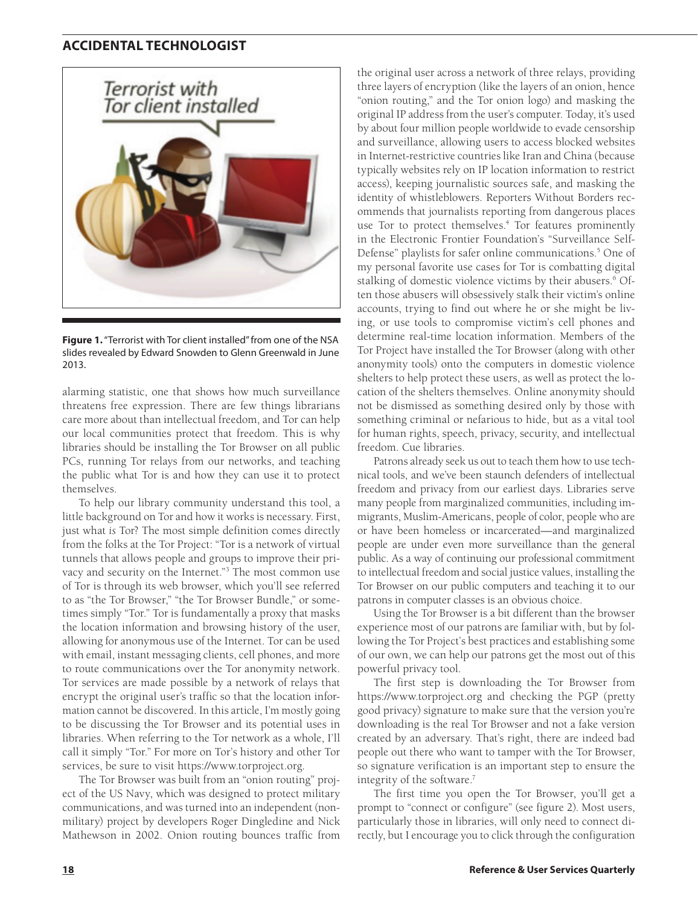Figure 1. "Terrorist with Tor client installed" from one of the NSA slides revealed by Edward Snowden to Glenn Greenwald in June 2013.

alarming statistic, one that shows how much surveillance threatens free expression. There are few things librarians care more about than intellectual freedom, and Tor can help our local communities protect that freedom. This is why libraries should be installing the Tor Browser on all public PCs, running Tor relays from our networks, and teaching the public what Tor is and how they can use it to protect themselves.

To help our library community understand this tool, a little background on Tor and how it works is necessary. First, just what *is* Tor? The most simple definition comes directly from the folks at the Tor Project: "Tor is a network of virtual tunnels that allows people and groups to improve their privacy and security on the Internet."[3] The most common use of Tor is through its web browser, which you'll see referred to as "the Tor Browser," "the Tor Browser Bundle," or sometimes simply "Tor." Tor is fundamentally a proxy that masks the location information and browsing history of the user, allowing for anonymous use of the Internet. Tor can be used with email, instant messaging clients, cell phones, and more to route communications over the Tor anonymity network. Tor services are made possible by a network of relays that encrypt the original user's traffic so that the location information cannot be discovered. In this article, I'm mostly going to be discussing the Tor Browser and its potential uses in libraries. When referring to the Tor network as a whole, I'll call it simply "Tor." For more on Tor's history and other Tor services, be sure to visit https://www.torproject.org.

The Tor Browser was built from an "onion routing" project of the US Navy, which was designed to protect military communications, and was turned into an independent (non-military) project by developers Roger Dingledine and Nick Mathewson in 2002. Onion routing bounces traffic from the original user across a network of three relays, providing three layers of encryption (like the layers of an onion, hence "onion routing," and the Tor onion logo) and masking the original IP address from the user's computer. Today, it's used by about four million people worldwide to evade censorship and surveillance, allowing users to access blocked websites in Internet-restrictive countries like Iran and China (because typically websites rely on IP location information to restrict access), keeping journalistic sources safe, and masking the identity of whistleblowers. Reporters Without Borders recommends that journalists reporting from dangerous places use Tor to protect themselves.[4] Tor features prominently in the Electronic Frontier Foundation's "Surveillance Self-Defense" playlists for safer online communications.[5] One of my personal favorite use cases for Tor is combatting digital stalking of domestic violence victims by their abusers.[6] Often those abusers will obsessively stalk their victim's online accounts, trying to find out where he or she might be living, or use tools to compromise victim's cell phones and determine real-time location information. Members of the Tor Project have installed the Tor Browser (along with other anonymity tools) onto the computers in domestic violence shelters to help protect these users, as well as protect the location of the shelters themselves. Online anonymity should not be dismissed as something desired only by those with something criminal or nefarious to hide, but as a vital tool for human rights, speech, privacy, security, and intellectual freedom. Cue libraries.

Patrons already seek us out to teach them how to use technical tools, and we've been staunch defenders of intellectual freedom and privacy from our earliest days. Libraries serve many people from marginalized communities, including immigrants, Muslim-Americans, people of color, people who are or have been homeless or incarcerated—and marginalized people are under even more surveillance than the general public. As a way of continuing our professional commitment to intellectual freedom and social justice values, installing the Tor Browser on our public computers and teaching it to our patrons in computer classes is an obvious choice.

Using the Tor Browser is a bit different than the browser experience most of our patrons are familiar with, but by following the Tor Project's best practices and establishing some of our own, we can help our patrons get the most out of this powerful privacy tool.

The first step is downloading the Tor Browser from https://www.torproject.org and checking the PGP (pretty good privacy) signature to make sure that the version you're downloading is the real Tor Browser and not a fake version created by an adversary. That's right, there are indeed bad people out there who want to tamper with the Tor Browser, so signature verification is an important step to ensure the integrity of the software.[7]

The first time you open the Tor Browser, you'll get a prompt to "connect or configure" (see figure 2). Most users, particularly those in libraries, will only need to connect directly, but I encourage you to click through the configuration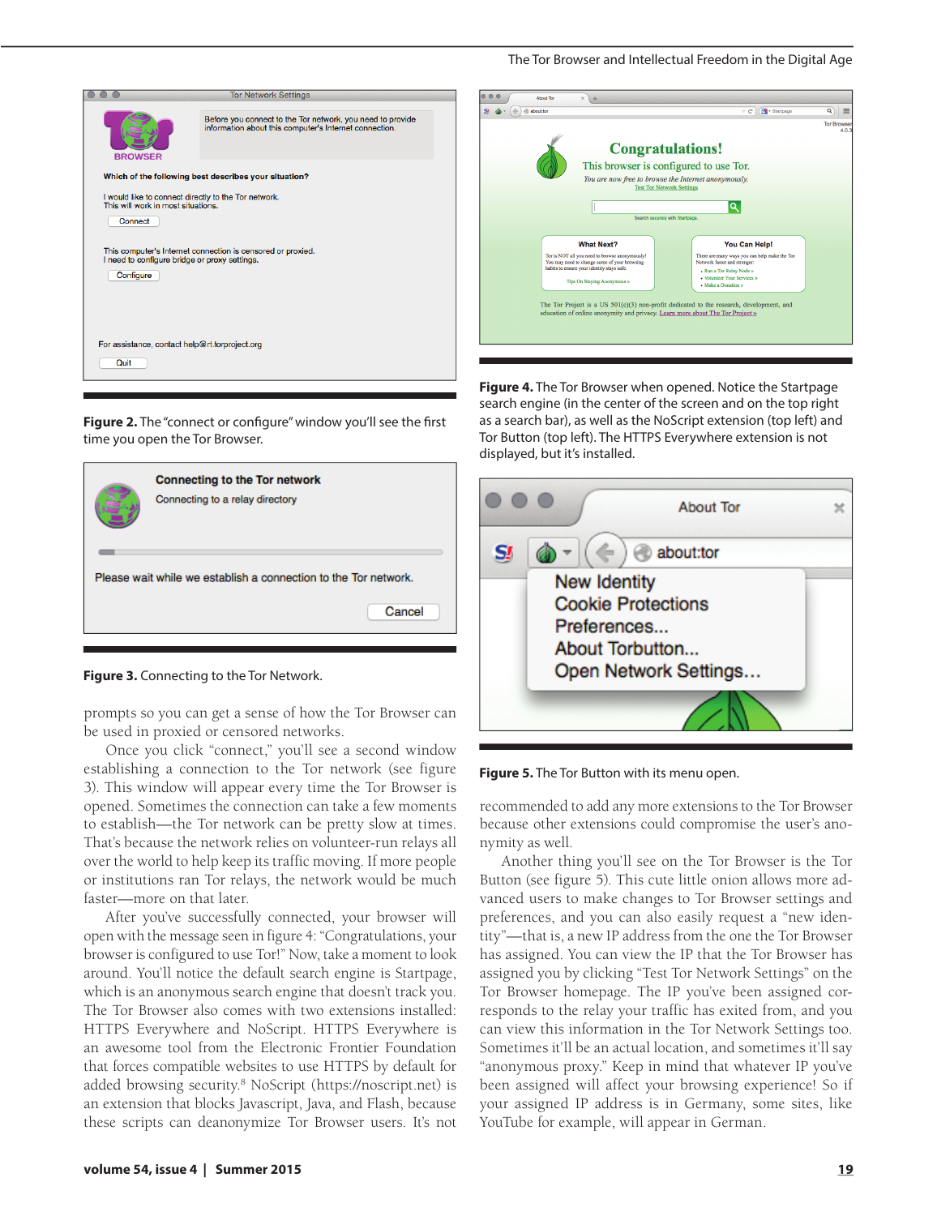**Figure 2.** The "connect or configure" window you'll see the first time you open the Tor Browser.

**Figure 3.** Connecting to the Tor Network.

prompts so you can get a sense of how the Tor Browser can be used in proxied or censored networks.

Once you click "connect," you'll see a second window establishing a connection to the Tor network (see figure 3). This window will appear every time the Tor Browser is opened. Sometimes the connection can take a few moments to establish—the Tor network can be pretty slow at times. That's because the network relies on volunteer-run relays all over the world to help keep its traffic moving. If more people or institutions ran Tor relays, the network would be much faster—more on that later.

After you've successfully connected, your browser will open with the message seen in figure 4: "Congratulations, your browser is configured to use Tor!" Now, take a moment to look around. You'll notice the default search engine is Startpage, which is an anonymous search engine that doesn't track you. The Tor Browser also comes with two extensions installed: HTTPS Everywhere and NoScript. HTTPS Everywhere is an awesome tool from the Electronic Frontier Foundation that forces compatible websites to use HTTPS by default for added browsing security.[8] NoScript (https://noscript.net) is an extension that blocks Javascript, Java, and Flash, because these scripts can deanonymize Tor Browser users. It's not

**Figure 4.** The Tor Browser when opened. Notice the Startpage search engine (in the center of the screen and on the top right as a search bar), as well as the NoScript extension (top left) and Tor Button (top left). The HTTPS Everywhere extension is not displayed, but it's installed.

**Figure 5.** The Tor Button with its menu open.

recommended to add any more extensions to the Tor Browser because other extensions could compromise the user's anonymity as well.

Another thing you'll see on the Tor Browser is the Tor Button (see figure 5). This cute little onion allows more advanced users to make changes to Tor Browser settings and preferences, and you can also easily request a "new identity"—that is, a new IP address from the one the Tor Browser has assigned. You can view the IP that the Tor Browser has assigned you by clicking "Test Tor Network Settings" on the Tor Browser homepage. The IP you've been assigned corresponds to the relay your traffic has exited from, and you can view this information in the Tor Network Settings too. Sometimes it'll be an actual location, and sometimes it'll say "anonymous proxy." Keep in mind that whatever IP you've been assigned will affect your browsing experience! So if your assigned IP address is in Germany, some sites, like YouTube for example, will appear in German.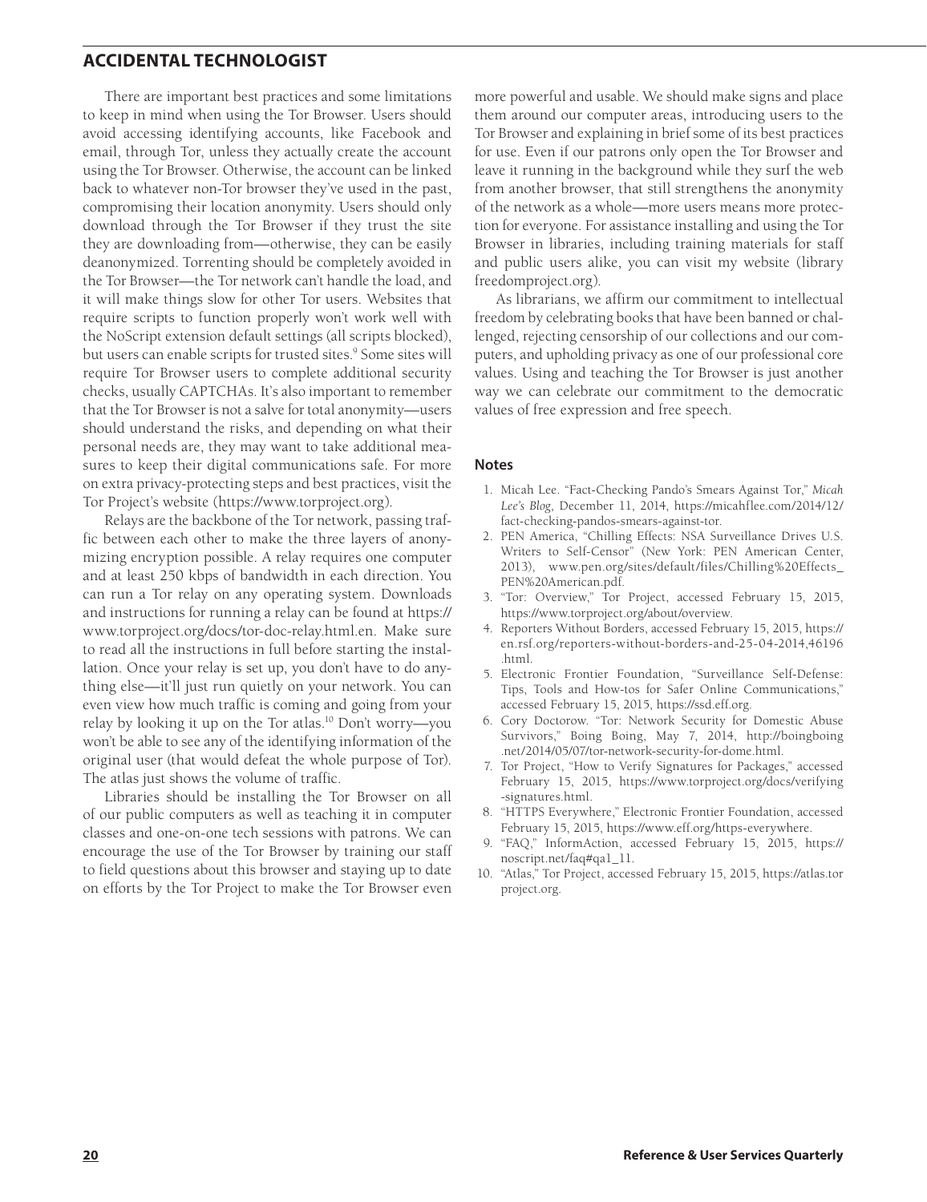There are important best practices and some limitations to keep in mind when using the Tor Browser. Users should avoid accessing identifying accounts, like Facebook and email, through Tor, unless they actually create the account using the Tor Browser. Otherwise, the account can be linked back to whatever non-Tor browser they've used in the past, compromising their location anonymity. Users should only download through the Tor Browser if they trust the site they are downloading from—otherwise, they can be easily deanonymized. Torrenting should be completely avoided in the Tor Browser—the Tor network can't handle the load, and it will make things slow for other Tor users. Websites that require scripts to function properly won't work well with the NoScript extension default settings (all scripts blocked), but users can enable scripts for trusted sites.[9] Some sites will require Tor Browser users to complete additional security checks, usually CAPTCHAs. It's also important to remember that the Tor Browser is not a salve for total anonymity—users should understand the risks, and depending on what their personal needs are, they may want to take additional measures to keep their digital communications safe. For more on extra privacy-protecting steps and best practices, visit the Tor Project's website (https://www.torproject.org).

Relays are the backbone of the Tor network, passing traffic between each other to make the three layers of anonymizing encryption possible. A relay requires one computer and at least 250 kbps of bandwidth in each direction. You can run a Tor relay on any operating system. Downloads and instructions for running a relay can be found at https://www.torproject.org/docs/tor-doc-relay.html.en. Make sure to read all the instructions in full before starting the installation. Once your relay is set up, you don't have to do anything else—it'll just run quietly on your network. You can even view how much traffic is coming and going from your relay by looking it up on the Tor atlas.[10] Don't worry—you won't be able to see any of the identifying information of the original user (that would defeat the whole purpose of Tor). The atlas just shows the volume of traffic.

Libraries should be installing the Tor Browser on all of our public computers as well as teaching it in computer classes and one-on-one tech sessions with patrons. We can encourage the use of the Tor Browser by training our staff to field questions about this browser and staying up to date on efforts by the Tor Project to make the Tor Browser even more powerful and usable. We should make signs and place them around our computer areas, introducing users to the Tor Browser and explaining in brief some of its best practices for use. Even if our patrons only open the Tor Browser and leave it running in the background while they surf the web from another browser, that still strengthens the anonymity of the network as a whole—more users means more protection for everyone. For assistance installing and using the Tor Browser in libraries, including training materials for staff and public users alike, you can visit my website (libraryfreedomproject.org).

As librarians, we affirm our commitment to intellectual freedom by celebrating books that have been banned or challenged, rejecting censorship of our collections and our computers, and upholding privacy as one of our professional core values. Using and teaching the Tor Browser is just another way we can celebrate our commitment to the democratic values of free expression and free speech.

## Notes

1. Micah Lee. "Fact-Checking Pando's Smears Against Tor," *Micah Lee's Blog*, December 11, 2014, https://micahflee.com/2014/12/fact-checking-pandos-smears-against-tor.
2. PEN America, "Chilling Effects: NSA Surveillance Drives U.S. Writers to Self-Censor" (New York: PEN American Center, 2013), www.pen.org/sites/default/files/Chilling%20Effects_PEN%20American.pdf.
3. "Tor: Overview," Tor Project, accessed February 15, 2015, https://www.torproject.org/about/overview.
4. Reporters Without Borders, accessed February 15, 2015, https://en.rsf.org/reporters-without-borders-and-25-04-2014,46196.html.
5. Electronic Frontier Foundation, "Surveillance Self-Defense: Tips, Tools and How-tos for Safer Online Communications," accessed February 15, 2015, https://ssd.eff.org.
6. Cory Doctorow. "Tor: Network Security for Domestic Abuse Survivors," Boing Boing, May 7, 2014, http://boingboing.net/2014/05/07/tor-network-security-for-dome.html.
7. Tor Project, "How to Verify Signatures for Packages," accessed February 15, 2015, https://www.torproject.org/docs/verifying-signatures.html.
8. "HTTPS Everywhere," Electronic Frontier Foundation, accessed February 15, 2015, https://www.eff.org/https-everywhere.
9. "FAQ," InformAction, accessed February 15, 2015, https://noscript.net/faq#qa1_11.
10. "Atlas," Tor Project, accessed February 15, 2015, https://atlas.torproject.org.